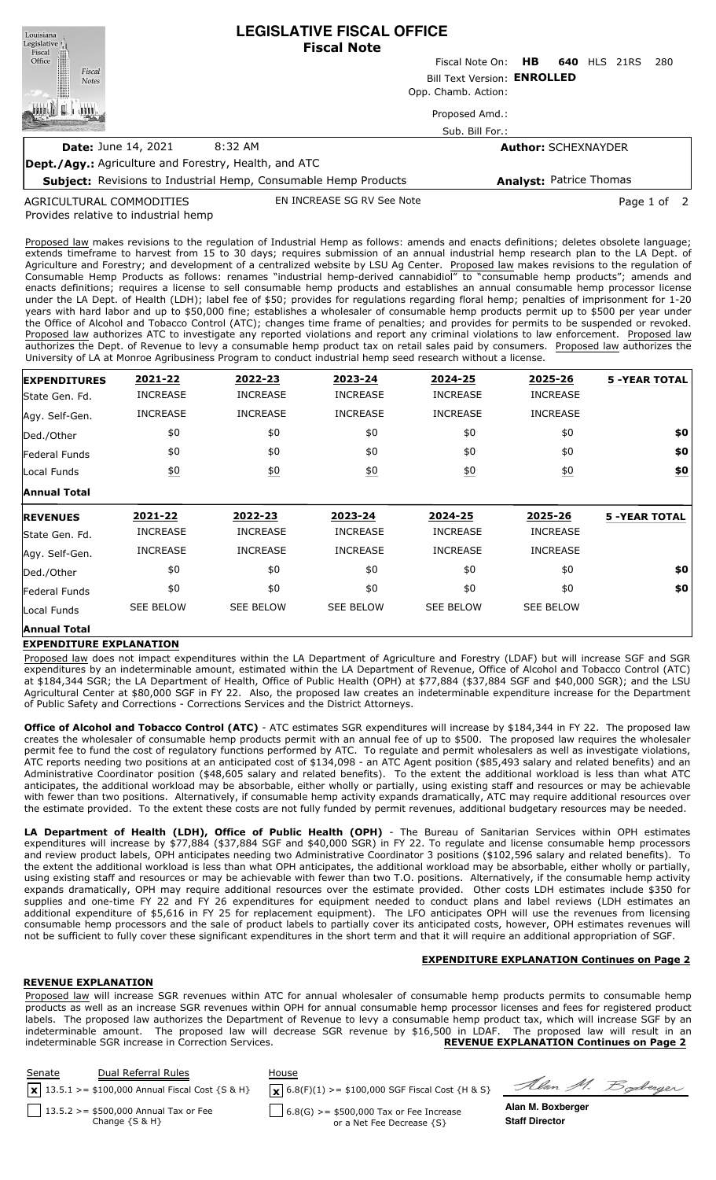# LEGISLATIVE FISCAL OFFICE
## Fiscal Note

Louisiana Legislative Fiscal Office — Fiscal Notes

Fiscal Note On: **HB 640** HLS 21RS 280

Bill Text Version: **ENROLLED**

Opp. Chamb. Action:

Proposed Amd.:

Sub. Bill For.:

**Date:** June 14, 2021 8:32 AM

**Author:** SCHEXNAYDER

**Dept./Agy.:** Agriculture and Forestry, Health, and ATC

**Subject:** Revisions to Industrial Hemp, Consumable Hemp Products

**Analyst:** Patrice Thomas

AGRICULTURAL COMMODITIES — EN INCREASE SG RV See Note

Provides relative to industrial hemp

Proposed law makes revisions to the regulation of Industrial Hemp as follows: amends and enacts definitions; deletes obsolete language; extends timeframe to harvest from 15 to 30 days; requires submission of an annual industrial hemp research plan to the LA Dept. of Agriculture and Forestry; and development of a centralized website by LSU Ag Center. Proposed law makes revisions to the regulation of Consumable Hemp Products as follows: renames "industrial hemp-derived cannabidiol" to "consumable hemp products"; amends and enacts definitions; requires a license to sell consumable hemp products and establishes an annual consumable hemp processor license under the LA Dept. of Health (LDH); label fee of $50; provides for regulations regarding floral hemp; penalties of imprisonment for 1-20 years with hard labor and up to $50,000 fine; establishes a wholesaler of consumable hemp products permit up to $500 per year under the Office of Alcohol and Tobacco Control (ATC); changes time frame of penalties; and provides for permits to be suspended or revoked. Proposed law authorizes ATC to investigate any reported violations and report any criminal violations to law enforcement. Proposed law authorizes the Dept. of Revenue to levy a consumable hemp product tax on retail sales paid by consumers. Proposed law authorizes the University of LA at Monroe Agribusiness Program to conduct industrial hemp seed research without a license.

| EXPENDITURES | 2021-22 | 2022-23 | 2023-24 | 2024-25 | 2025-26 | 5 -YEAR TOTAL |
|---|---|---|---|---|---|---|
| State Gen. Fd. | INCREASE | INCREASE | INCREASE | INCREASE | INCREASE | |
| Agy. Self-Gen. | INCREASE | INCREASE | INCREASE | INCREASE | INCREASE | |
| Ded./Other | $0 | $0 | $0 | $0 | $0 | $0 |
| Federal Funds | $0 | $0 | $0 | $0 | $0 | $0 |
| Local Funds | $0 | $0 | $0 | $0 | $0 | $0 |
| Annual Total | | | | | | |

| REVENUES | 2021-22 | 2022-23 | 2023-24 | 2024-25 | 2025-26 | 5 -YEAR TOTAL |
|---|---|---|---|---|---|---|
| State Gen. Fd. | INCREASE | INCREASE | INCREASE | INCREASE | INCREASE | |
| Agy. Self-Gen. | INCREASE | INCREASE | INCREASE | INCREASE | INCREASE | |
| Ded./Other | $0 | $0 | $0 | $0 | $0 | $0 |
| Federal Funds | $0 | $0 | $0 | $0 | $0 | $0 |
| Local Funds | SEE BELOW | SEE BELOW | SEE BELOW | SEE BELOW | SEE BELOW | |
| Annual Total | | | | | | |

## EXPENDITURE EXPLANATION

Proposed law does not impact expenditures within the LA Department of Agriculture and Forestry (LDAF) but will increase SGF and SGR expenditures by an indeterminable amount, estimated within the LA Department of Revenue, Office of Alcohol and Tobacco Control (ATC) at $184,344 SGR; the LA Department of Health, Office of Public Health (OPH) at $77,884 ($37,884 SGF and $40,000 SGR); and the LSU Agricultural Center at $80,000 SGF in FY 22. Also, the proposed law creates an indeterminable expenditure increase for the Department of Public Safety and Corrections - Corrections Services and the District Attorneys.

**Office of Alcohol and Tobacco Control (ATC)** - ATC estimates SGR expenditures will increase by $184,344 in FY 22. The proposed law creates the wholesaler of consumable hemp products permit with an annual fee of up to $500. The proposed law requires the wholesaler permit fee to fund the cost of regulatory functions performed by ATC. To regulate and permit wholesalers as well as investigate violations, ATC reports needing two positions at an anticipated cost of $134,098 - an ATC Agent position ($85,493 salary and related benefits) and an Administrative Coordinator position ($48,605 salary and related benefits). To the extent the additional workload is less than what ATC anticipates, the additional workload may be absorbable, either wholly or partially, using existing staff and resources or may be achievable with fewer than two positions. Alternatively, if consumable hemp activity expands dramatically, ATC may require additional resources over the estimate provided. To the extent these costs are not fully funded by permit revenues, additional budgetary resources may be needed.

**LA Department of Health (LDH), Office of Public Health (OPH)** - The Bureau of Sanitarian Services within OPH estimates expenditures will increase by $77,884 ($37,884 SGF and $40,000 SGR) in FY 22. To regulate and license consumable hemp processors and review product labels, OPH anticipates needing two Administrative Coordinator 3 positions ($102,596 salary and related benefits). To the extent the additional workload is less than what OPH anticipates, the additional workload may be absorbable, either wholly or partially, using existing staff and resources or may be achievable with fewer than two T.O. positions. Alternatively, if the consumable hemp activity expands dramatically, OPH may require additional resources over the estimate provided. Other costs LDH estimates include $350 for supplies and one-time FY 22 and FY 26 expenditures for equipment needed to conduct plans and label reviews (LDH estimates an additional expenditure of $5,616 in FY 25 for replacement equipment). The LFO anticipates OPH will use the revenues from licensing consumable hemp processors and the sale of product labels to partially cover its anticipated costs, however, OPH estimates revenues will not be sufficient to fully cover these significant expenditures in the short term and that it will require an additional appropriation of SGF.

**EXPENDITURE EXPLANATION Continues on Page 2**

## REVENUE EXPLANATION

Proposed law will increase SGR revenues within ATC for annual wholesaler of consumable hemp products permits to consumable hemp products as well as an increase SGR revenues within OPH for annual consumable hemp processor licenses and fees for registered product labels. The proposed law authorizes the Department of Revenue to levy a consumable hemp product tax, which will increase SGF by an indeterminable amount. The proposed law will decrease SGR revenue by $16,500 in LDAF. The proposed law will result in an indeterminable SGR increase in Correction Services.

**REVENUE EXPLANATION Continues on Page 2**

| Senate | Dual Referral Rules | House |
|---|---|---|
| [x] 13.5.1 >= $100,000 Annual Fiscal Cost {S & H} | | [x] 6.8(F)(1) >= $100,000 SGF Fiscal Cost {H & S} |
| [ ] 13.5.2 >= $500,000 Annual Tax or Fee Change {S & H} | | [ ] 6.8(G) >= $500,000 Tax or Fee Increase or a Net Fee Decrease {S} |

**Alan M. Boxberger**
**Staff Director**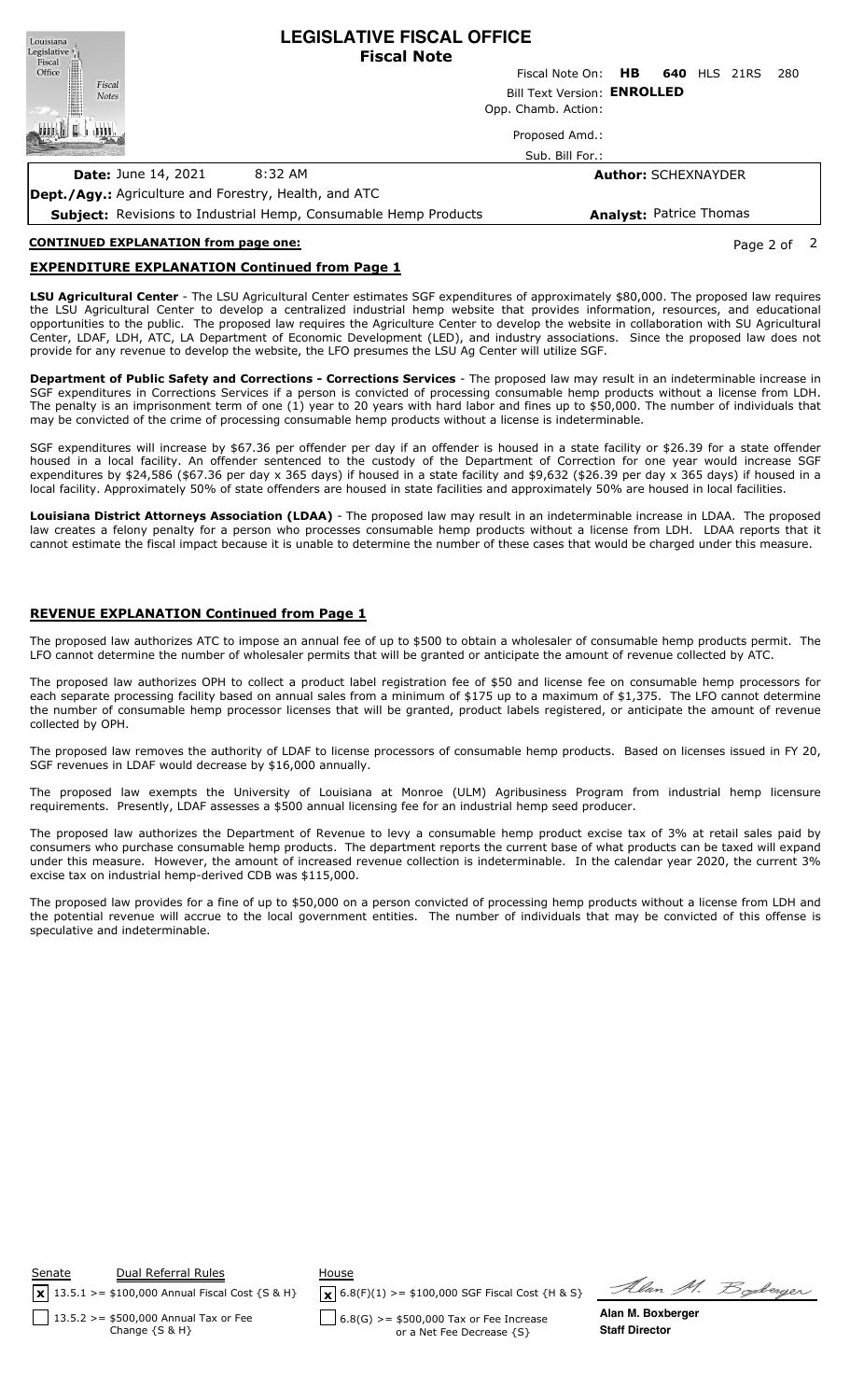# LEGISLATIVE FISCAL OFFICE
## Fiscal Note

Fiscal Note On: **HB 640** HLS 21RS 280

Bill Text Version: **ENROLLED**

Opp. Chamb. Action:

Proposed Amd.:

Sub. Bill For.:

**Date:** June 14, 2021 8:32 AM

**Author:** SCHEXNAYDER

**Dept./Agy.:** Agriculture and Forestry, Health, and ATC

**Subject:** Revisions to Industrial Hemp, Consumable Hemp Products

**Analyst:** Patrice Thomas

**CONTINUED EXPLANATION from page one:**

## EXPENDITURE EXPLANATION Continued from Page 1

**LSU Agricultural Center** - The LSU Agricultural Center estimates SGF expenditures of approximately $80,000. The proposed law requires the LSU Agricultural Center to develop a centralized industrial hemp website that provides information, resources, and educational opportunities to the public. The proposed law requires the Agriculture Center to develop the website in collaboration with SU Agricultural Center, LDAF, LDH, ATC, LA Department of Economic Development (LED), and industry associations. Since the proposed law does not provide for any revenue to develop the website, the LFO presumes the LSU Ag Center will utilize SGF.

**Department of Public Safety and Corrections - Corrections Services** - The proposed law may result in an indeterminable increase in SGF expenditures in Corrections Services if a person is convicted of processing consumable hemp products without a license from LDH. The penalty is an imprisonment term of one (1) year to 20 years with hard labor and fines up to $50,000. The number of individuals that may be convicted of the crime of processing consumable hemp products without a license is indeterminable.

SGF expenditures will increase by $67.36 per offender per day if an offender is housed in a state facility or $26.39 for a state offender housed in a local facility. An offender sentenced to the custody of the Department of Correction for one year would increase SGF expenditures by $24,586 ($67.36 per day x 365 days) if housed in a state facility and $9,632 ($26.39 per day x 365 days) if housed in a local facility. Approximately 50% of state offenders are housed in state facilities and approximately 50% are housed in local facilities.

**Louisiana District Attorneys Association (LDAA)** - The proposed law may result in an indeterminable increase in LDAA. The proposed law creates a felony penalty for a person who processes consumable hemp products without a license from LDH. LDAA reports that it cannot estimate the fiscal impact because it is unable to determine the number of these cases that would be charged under this measure.

## REVENUE EXPLANATION Continued from Page 1

The proposed law authorizes ATC to impose an annual fee of up to $500 to obtain a wholesaler of consumable hemp products permit. The LFO cannot determine the number of wholesaler permits that will be granted or anticipate the amount of revenue collected by ATC.

The proposed law authorizes OPH to collect a product label registration fee of $50 and license fee on consumable hemp processors for each separate processing facility based on annual sales from a minimum of $175 up to a maximum of $1,375. The LFO cannot determine the number of consumable hemp processor licenses that will be granted, product labels registered, or anticipate the amount of revenue collected by OPH.

The proposed law removes the authority of LDAF to license processors of consumable hemp products. Based on licenses issued in FY 20, SGF revenues in LDAF would decrease by $16,000 annually.

The proposed law exempts the University of Louisiana at Monroe (ULM) Agribusiness Program from industrial hemp licensure requirements. Presently, LDAF assesses a $500 annual licensing fee for an industrial hemp seed producer.

The proposed law authorizes the Department of Revenue to levy a consumable hemp product excise tax of 3% at retail sales paid by consumers who purchase consumable hemp products. The department reports the current base of what products can be taxed will expand under this measure. However, the amount of increased revenue collection is indeterminable. In the calendar year 2020, the current 3% excise tax on industrial hemp-derived CDB was $115,000.

The proposed law provides for a fine of up to $50,000 on a person convicted of processing hemp products without a license from LDH and the potential revenue will accrue to the local government entities. The number of individuals that may be convicted of this offense is speculative and indeterminable.

| Senate | Dual Referral Rules | House |
| --- | --- | --- |
| [x] 13.5.1 >= $100,000 Annual Fiscal Cost {S & H} | | [x] 6.8(F)(1) >= $100,000 SGF Fiscal Cost {H & S} |
| [ ] 13.5.2 >= $500,000 Annual Tax or Fee Change {S & H} | | [ ] 6.8(G) >= $500,000 Tax or Fee Increase or a Net Fee Decrease {S} |

**Alan M. Boxberger**
**Staff Director**